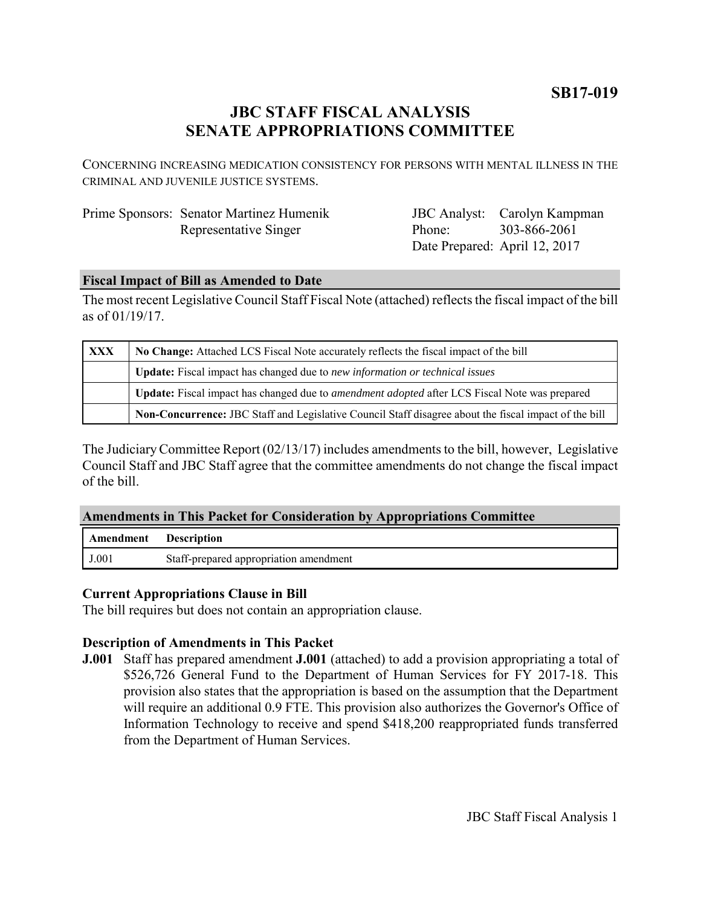**SB17-019**

# JBC STAFF FISCAL ANALYSIS
# SENATE APPROPRIATIONS COMMITTEE

CONCERNING INCREASING MEDICATION CONSISTENCY FOR PERSONS WITH MENTAL ILLNESS IN THE CRIMINAL AND JUVENILE JUSTICE SYSTEMS.

| Prime Sponsors: | Senator Martinez Humenik | JBC Analyst: | Carolyn Kampman |
|---|---|---|---|
| | Representative Singer | Phone: | 303-866-2061 |
| | | Date Prepared: | April 12, 2017 |

## Fiscal Impact of Bill as Amended to Date

The most recent Legislative Council Staff Fiscal Note (attached) reflects the fiscal impact of the bill as of 01/19/17.

| | |
|---|---|
| XXX | **No Change:** Attached LCS Fiscal Note accurately reflects the fiscal impact of the bill |
| | **Update:** Fiscal impact has changed due to *new information or technical issues* |
| | **Update:** Fiscal impact has changed due to *amendment adopted* after LCS Fiscal Note was prepared |
| | **Non-Concurrence:** JBC Staff and Legislative Council Staff disagree about the fiscal impact of the bill |

The Judiciary Committee Report (02/13/17) includes amendments to the bill, however, Legislative Council Staff and JBC Staff agree that the committee amendments do not change the fiscal impact of the bill.

## Amendments in This Packet for Consideration by Appropriations Committee

| Amendment | Description |
|---|---|
| J.001 | Staff-prepared appropriation amendment |

### Current Appropriations Clause in Bill

The bill requires but does not contain an appropriation clause.

### Description of Amendments in This Packet

**J.001** Staff has prepared amendment **J.001** (attached) to add a provision appropriating a total of $526,726 General Fund to the Department of Human Services for FY 2017-18. This provision also states that the appropriation is based on the assumption that the Department will require an additional 0.9 FTE. This provision also authorizes the Governor's Office of Information Technology to receive and spend $418,200 reappropriated funds transferred from the Department of Human Services.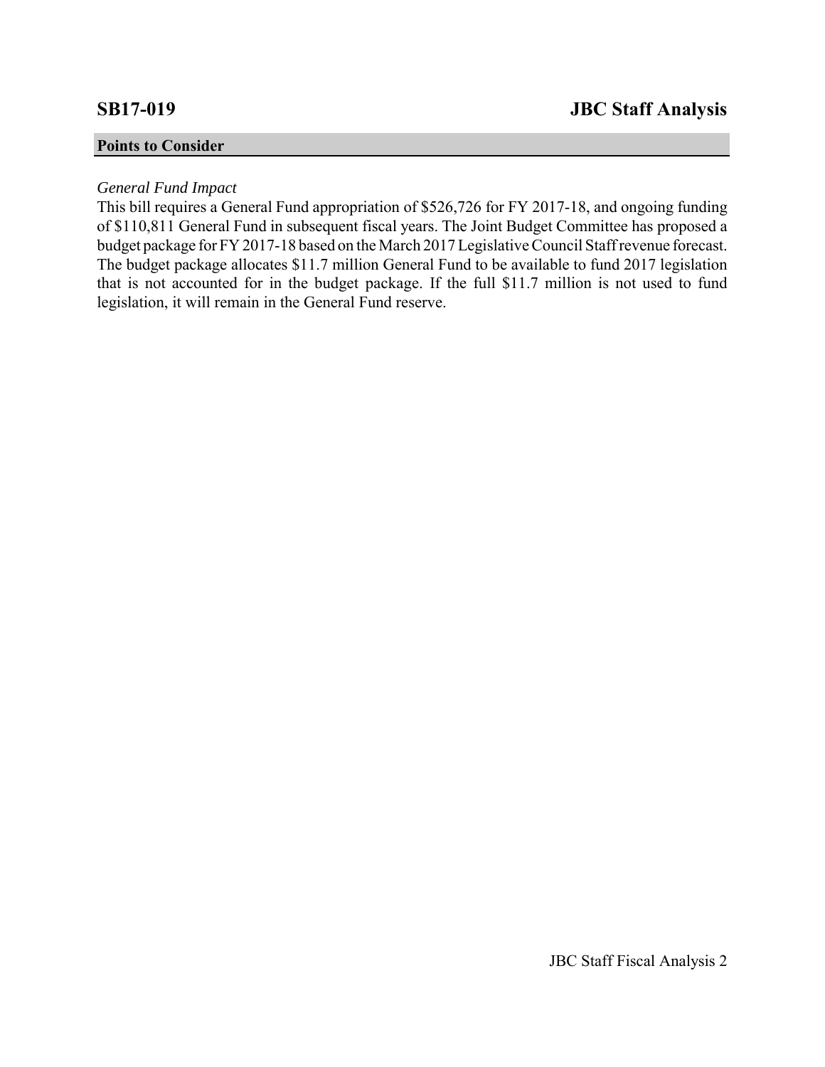## Points to Consider

*General Fund Impact*

This bill requires a General Fund appropriation of $526,726 for FY 2017-18, and ongoing funding of $110,811 General Fund in subsequent fiscal years. The Joint Budget Committee has proposed a budget package for FY 2017-18 based on the March 2017 Legislative Council Staff revenue forecast. The budget package allocates $11.7 million General Fund to be available to fund 2017 legislation that is not accounted for in the budget package. If the full $11.7 million is not used to fund legislation, it will remain in the General Fund reserve.